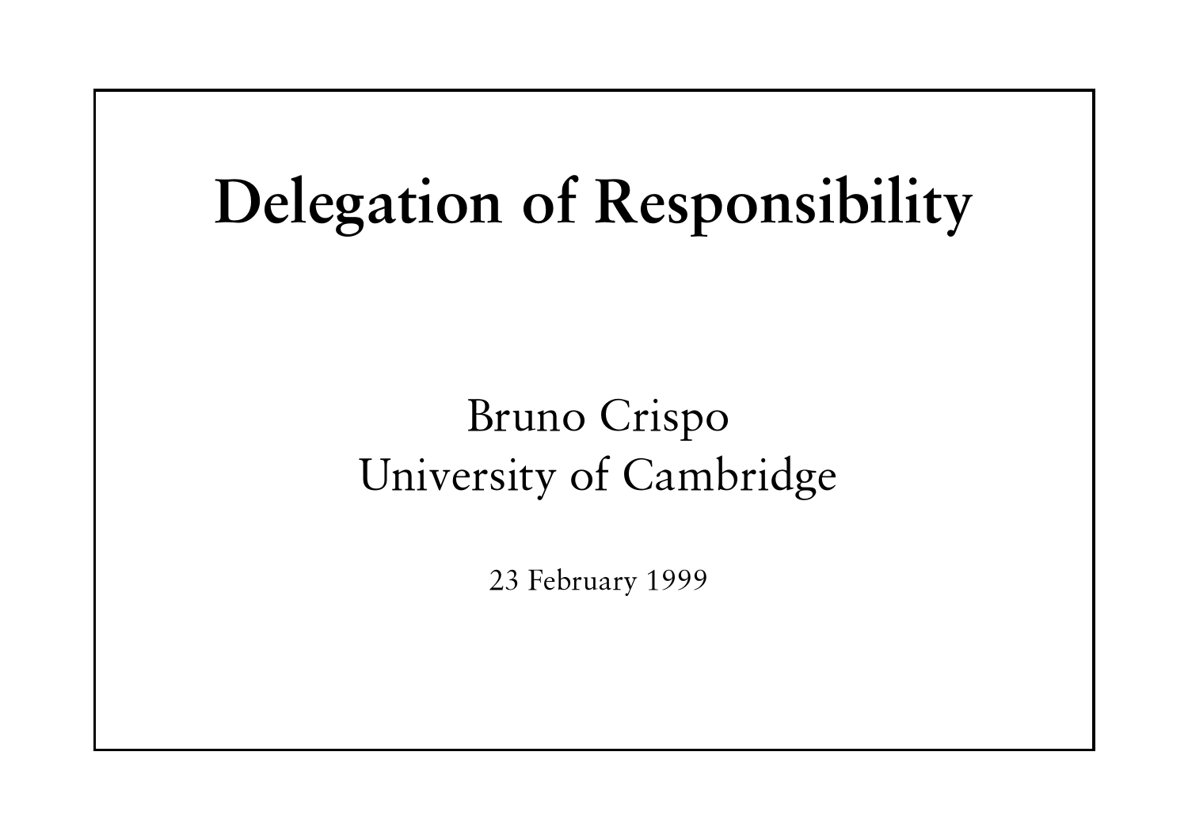# Delegation of Responsibility

Bruno Crispo
University of Cambridge

23 February 1999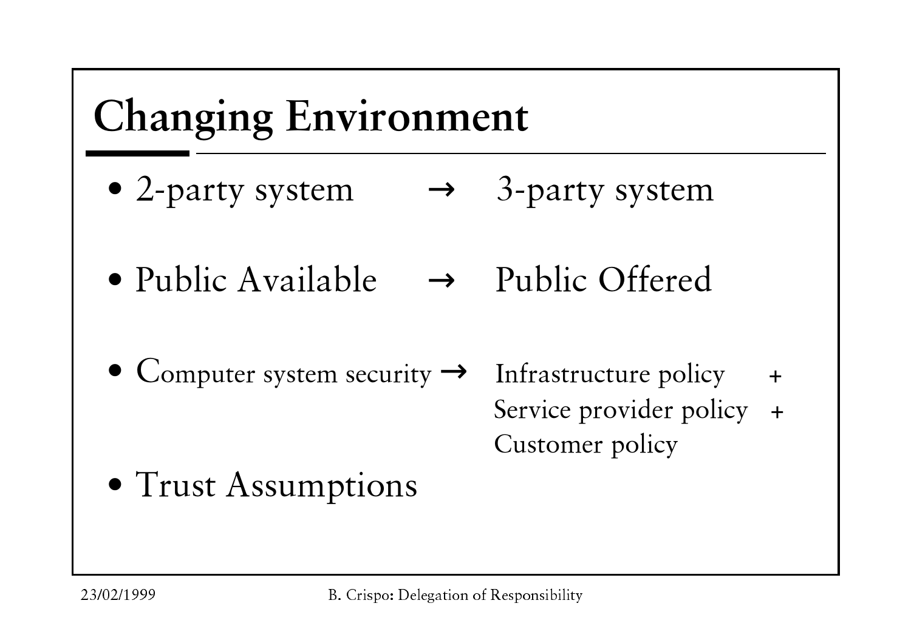# Changing Environment

- 2-party system → 3-party system
- Public Available → Public Offered
- Computer system security → Infrastructure policy + Service provider policy + Customer policy
- Trust Assumptions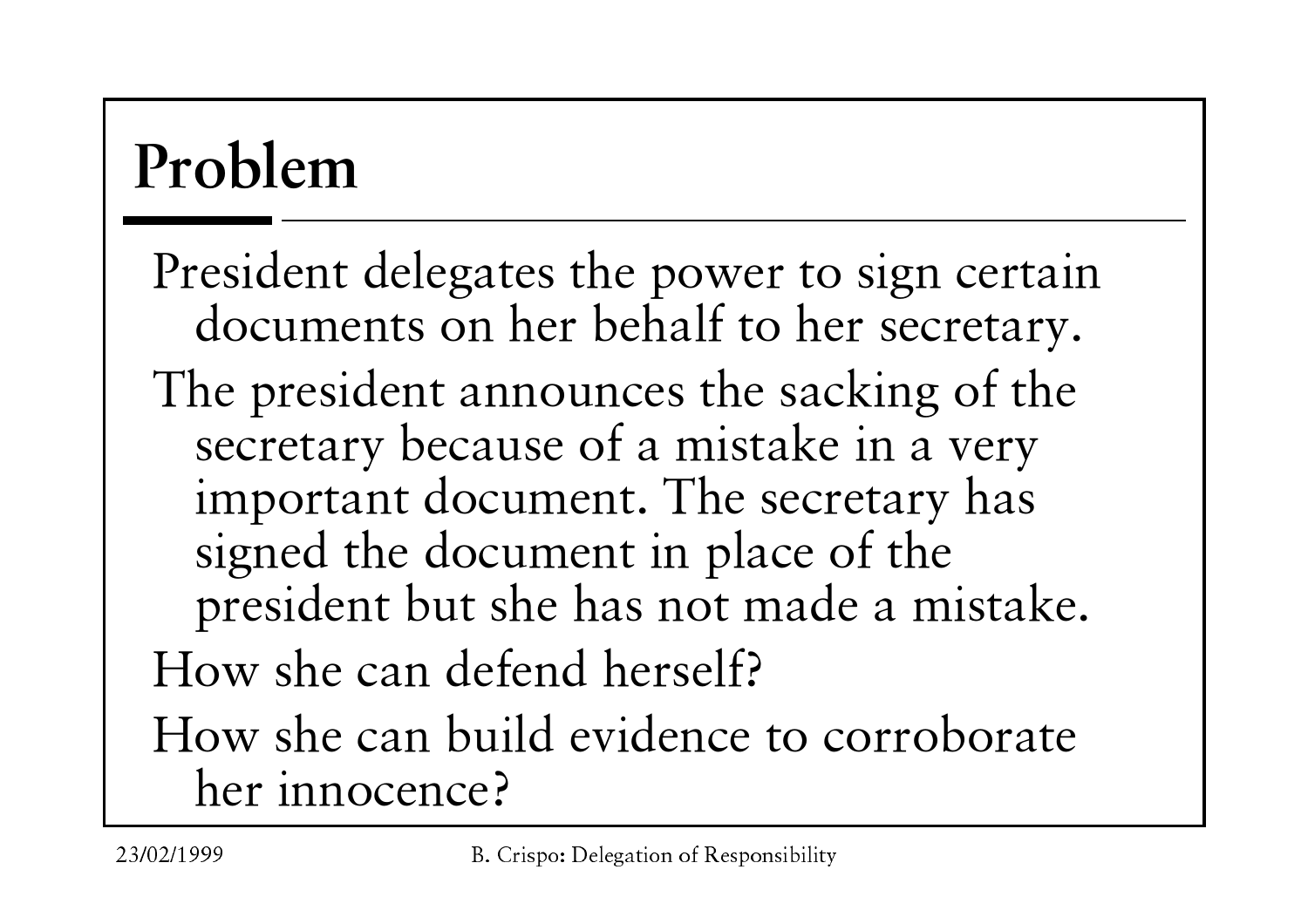# Problem

President delegates the power to sign certain documents on her behalf to her secretary.

The president announces the sacking of the secretary because of a mistake in a very important document. The secretary has signed the document in place of the president but she has not made a mistake.

How she can defend herself?

How she can build evidence to corroborate her innocence?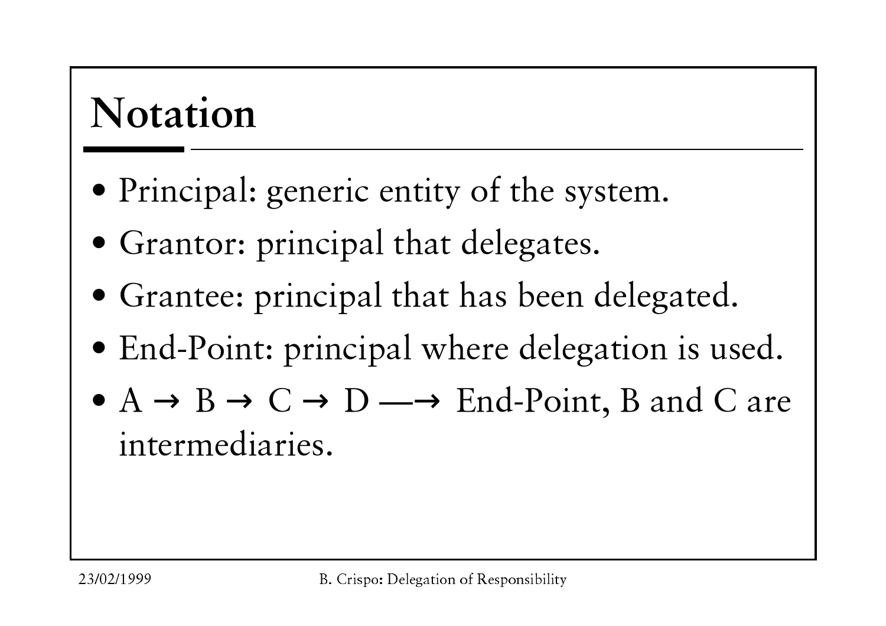# Notation

- Principal: generic entity of the system.
- Grantor: principal that delegates.
- Grantee: principal that has been delegated.
- End-Point: principal where delegation is used.
- A → B → C → D ⟶ End-Point, B and C are intermediaries.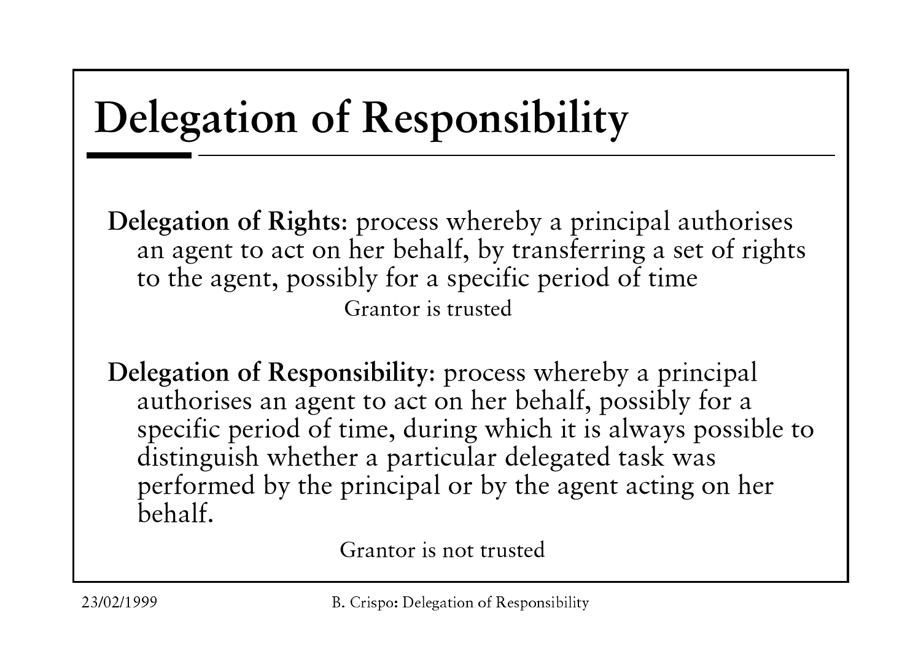# Delegation of Responsibility

**Delegation of Rights**: process whereby a principal authorises an agent to act on her behalf, by transferring a set of rights to the agent, possibly for a specific period of time

Grantor is trusted

**Delegation of Responsibility**: process whereby a principal authorises an agent to act on her behalf, possibly for a specific period of time, during which it is always possible to distinguish whether a particular delegated task was performed by the principal or by the agent acting on her behalf.

Grantor is not trusted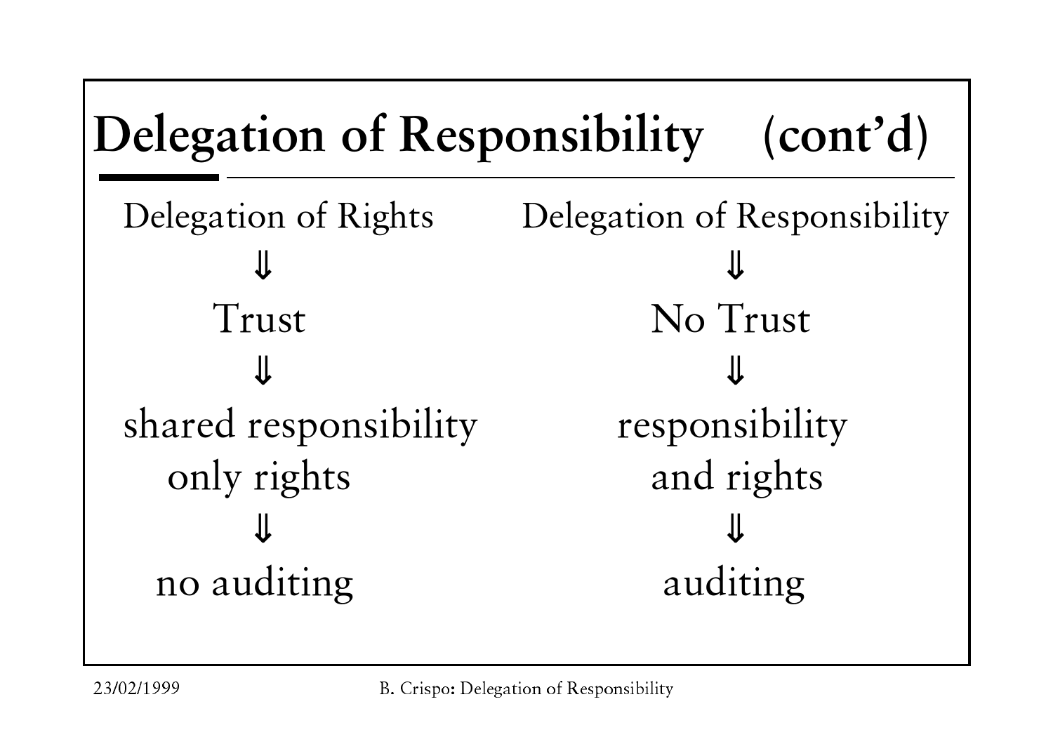# Delegation of Responsibility (cont'd)

| Delegation of Rights | Delegation of Responsibility |
| --- | --- |
| ⇓ | ⇓ |
| Trust | No Trust |
| ⇓ | ⇓ |
| shared responsibility only rights | responsibility and rights |
| ⇓ | ⇓ |
| no auditing | auditing |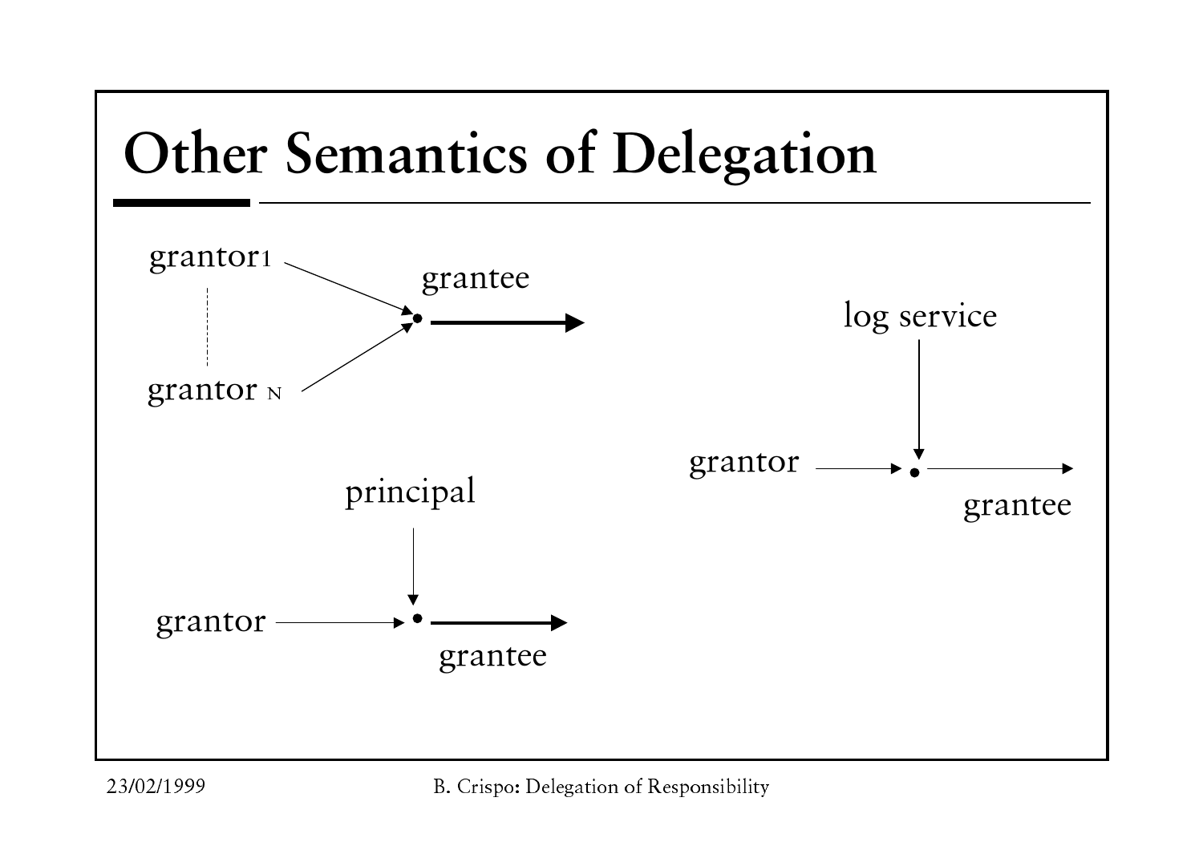# Other Semantics of Delegation

grantor1

grantor N

grantee

log service

grantor

grantee

principal

grantor

grantee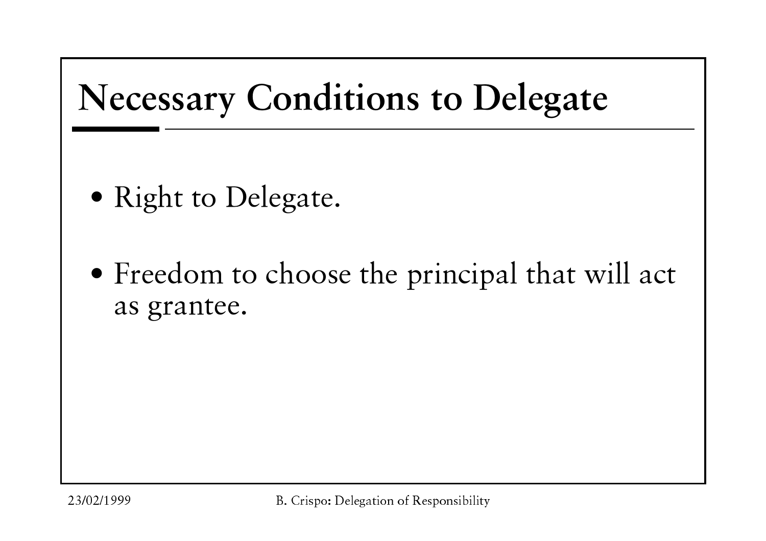# Necessary Conditions to Delegate

- Right to Delegate.
- Freedom to choose the principal that will act as grantee.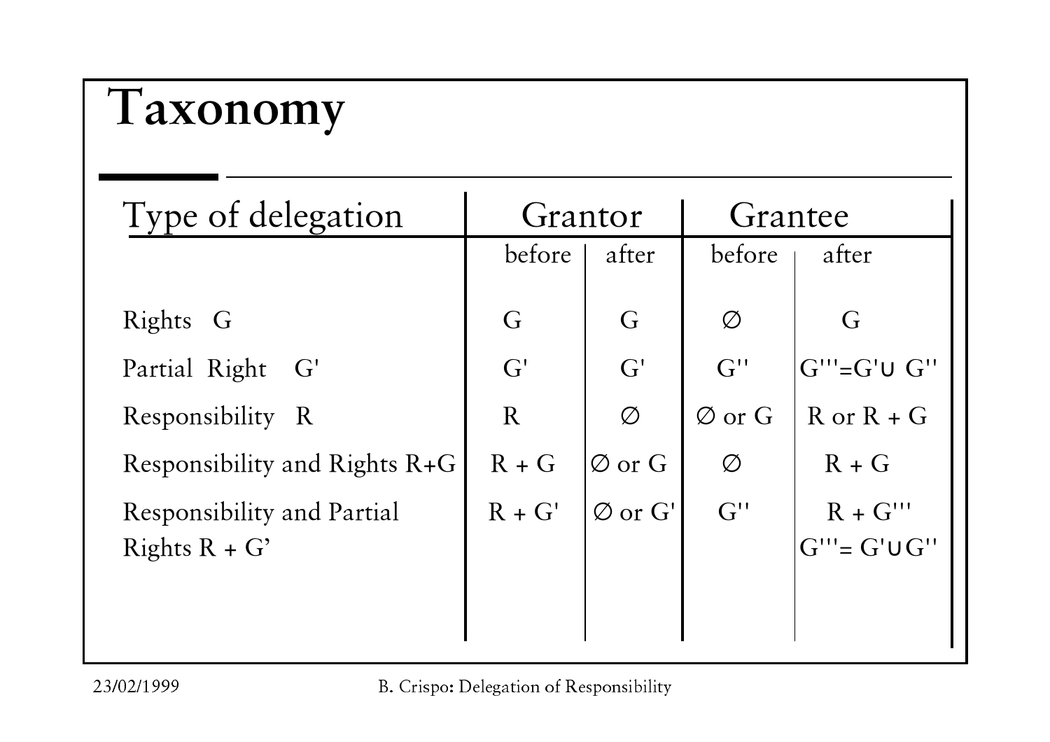# Taxonomy

| Type of delegation | Grantor | | Grantee | |
|---|---|---|---|---|
| | before | after | before | after |
| Rights G | G | G | ∅ | G |
| Partial Right G' | G' | G' | G'' | G'''=G'∪ G'' |
| Responsibility R | R | ∅ | ∅ or G | R or R + G |
| Responsibility and Rights R+G | R + G | ∅ or G | ∅ | R + G |
| Responsibility and Partial Rights R + G' | R + G' | ∅ or G' | G'' | R + G''' G'''= G'∪G'' |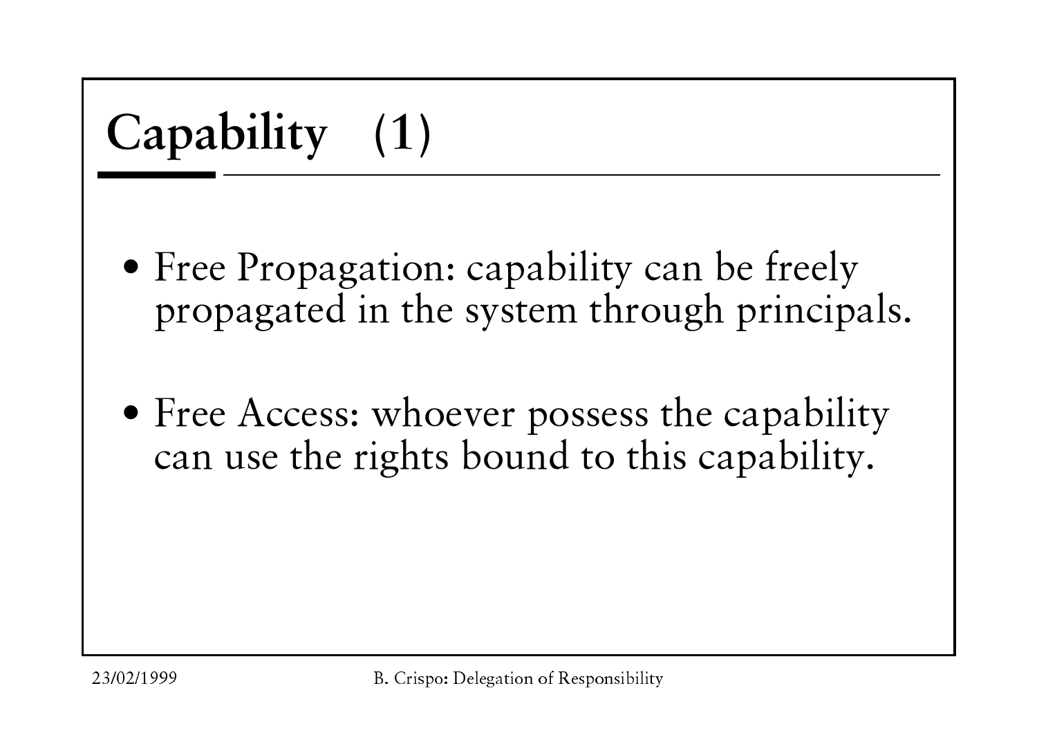# Capability (1)

- Free Propagation: capability can be freely propagated in the system through principals.
- Free Access: whoever possess the capability can use the rights bound to this capability.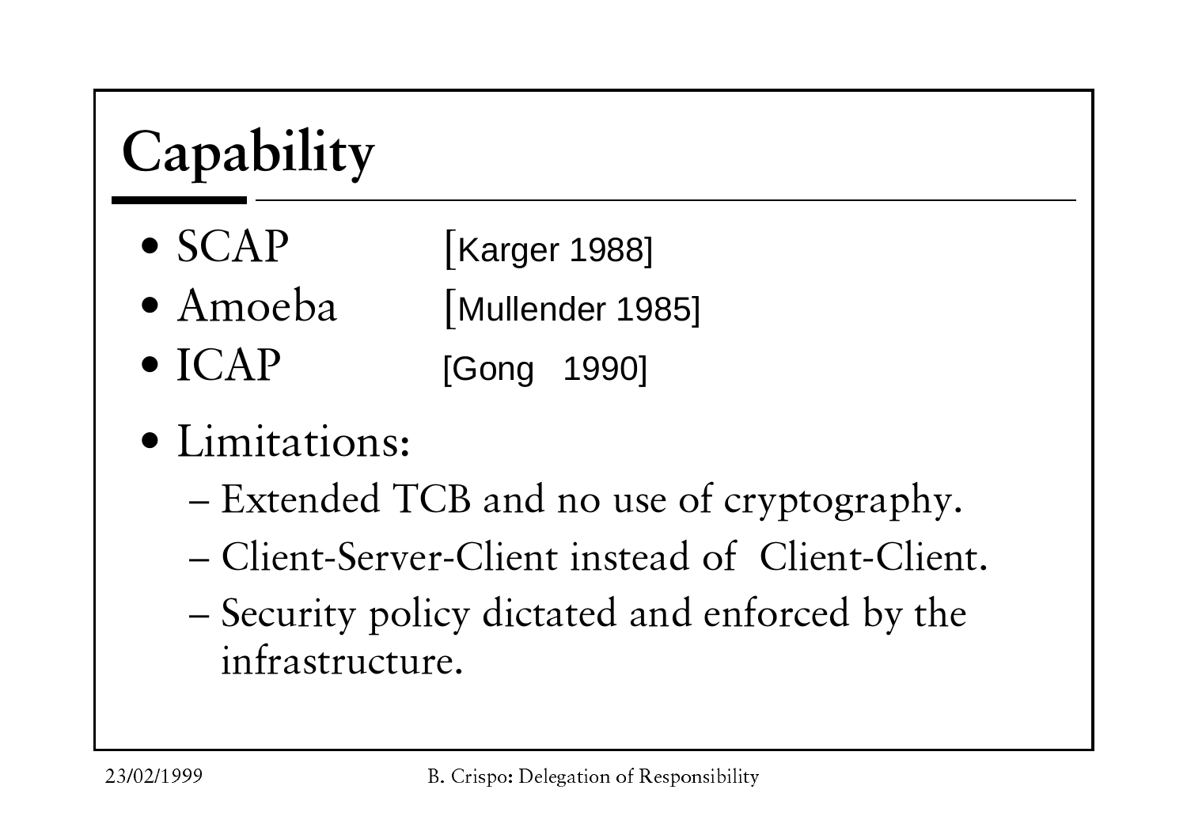# Capability

- SCAP [Karger 1988]
- Amoeba [Mullender 1985]
- ICAP [Gong 1990]
- Limitations:
  - Extended TCB and no use of cryptography.
  - Client-Server-Client instead of Client-Client.
  - Security policy dictated and enforced by the infrastructure.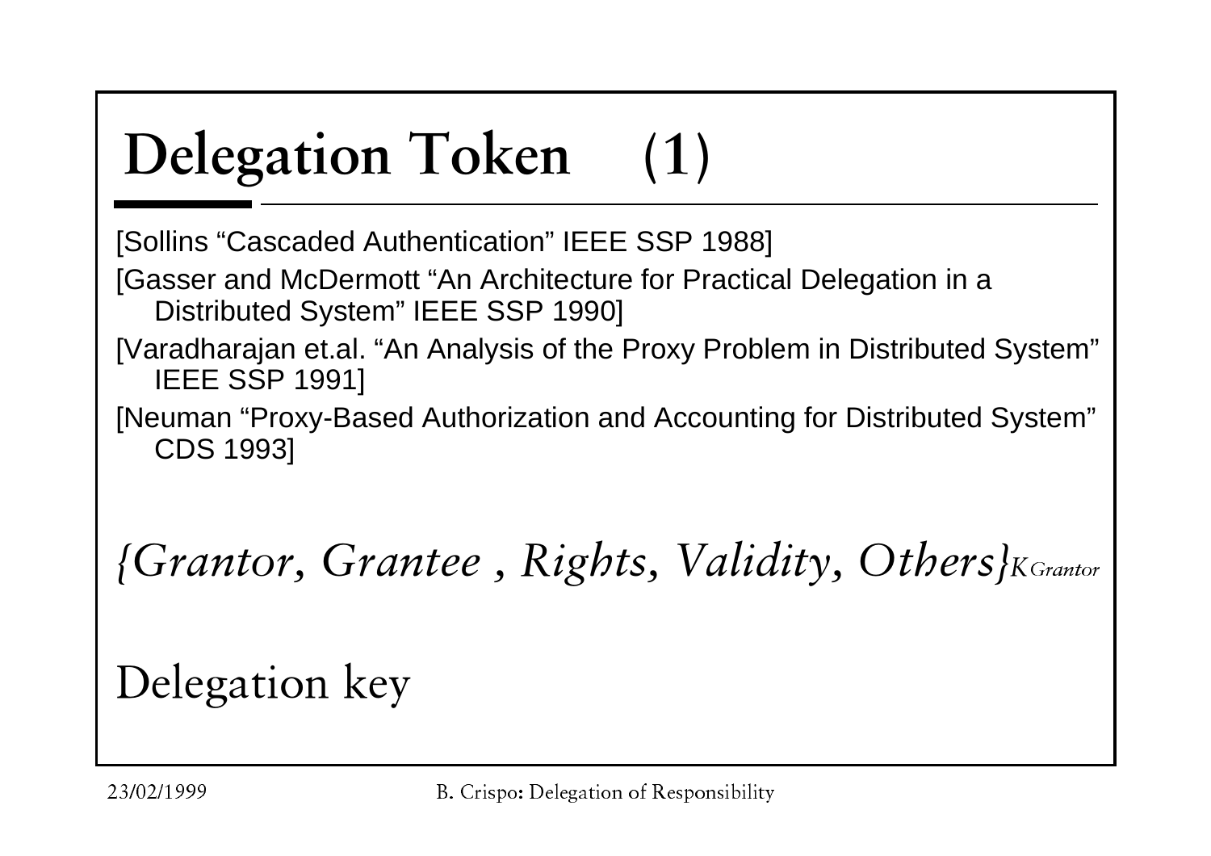# Delegation Token (1)

[Sollins "Cascaded Authentication" IEEE SSP 1988]

[Gasser and McDermott "An Architecture for Practical Delegation in a Distributed System" IEEE SSP 1990]

[Varadharajan et.al. "An Analysis of the Proxy Problem in Distributed System" IEEE SSP 1991]

[Neuman "Proxy-Based Authorization and Accounting for Distributed System" CDS 1993]

$$\{Grantor, Grantee, Rights, Validity, Others\}_{K_{Grantor}}$$

Delegation key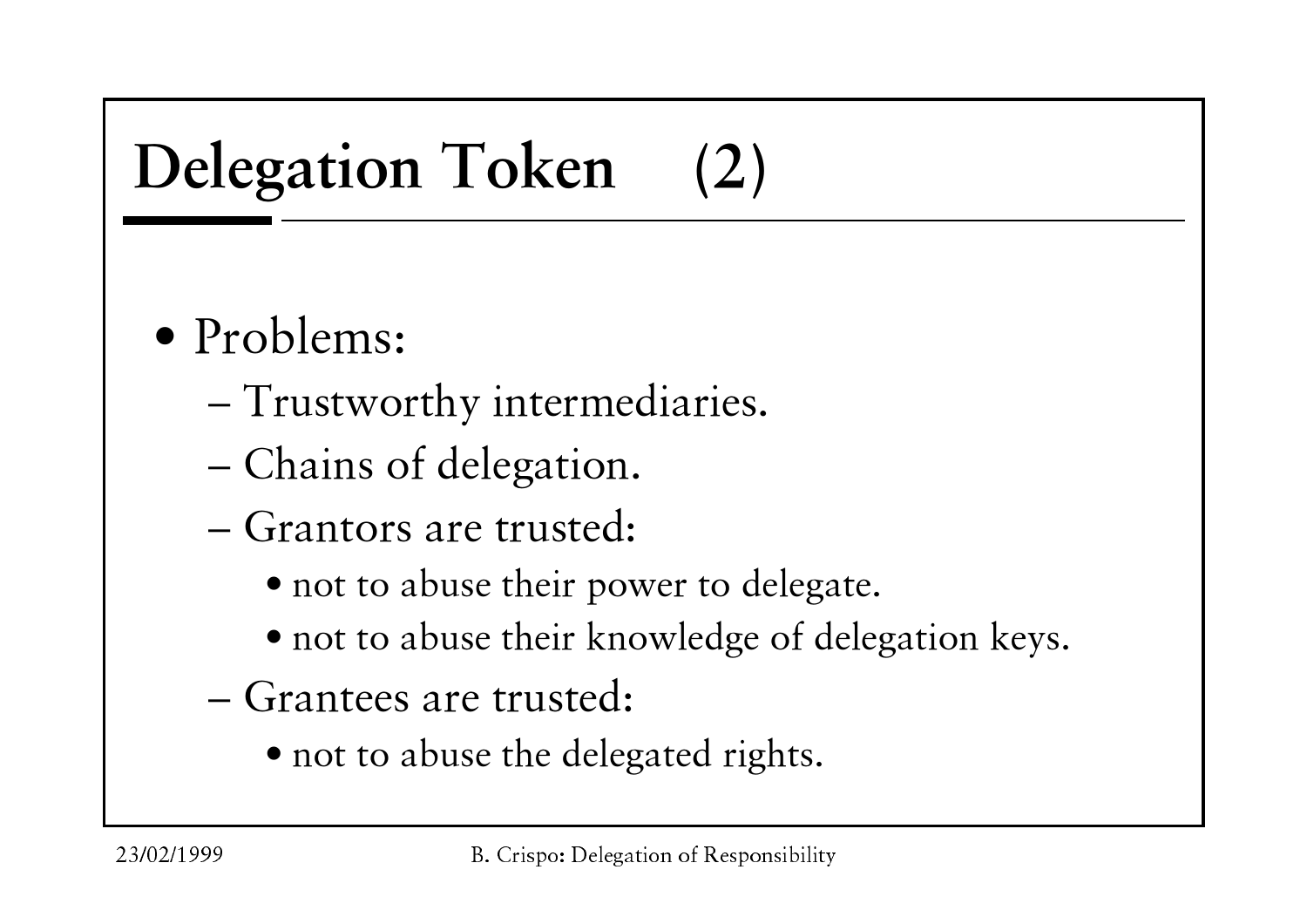# Delegation Token (2)

- Problems:
  - Trustworthy intermediaries.
  - Chains of delegation.
  - Grantors are trusted:
    - not to abuse their power to delegate.
    - not to abuse their knowledge of delegation keys.
  - Grantees are trusted:
    - not to abuse the delegated rights.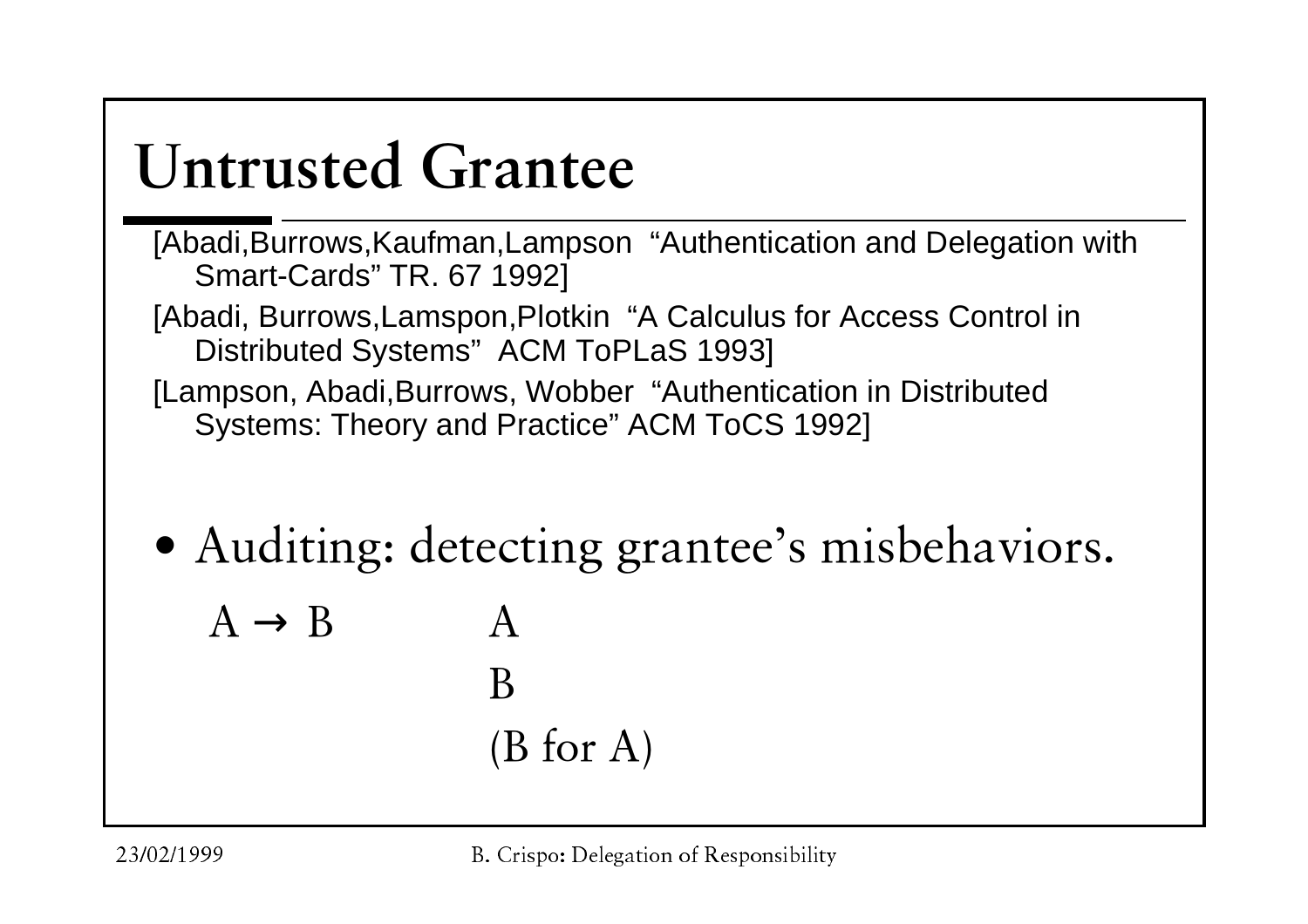# Untrusted Grantee

[Abadi,Burrows,Kaufman,Lampson "Authentication and Delegation with Smart-Cards" TR. 67 1992]

[Abadi, Burrows,Lamspon,Plotkin "A Calculus for Access Control in Distributed Systems" ACM ToPLaS 1993]

[Lampson, Abadi,Burrows, Wobber "Authentication in Distributed Systems: Theory and Practice" ACM ToCS 1992]

- Auditing: detecting grantee's misbehaviors.

  A → B    A

  B

  (B for A)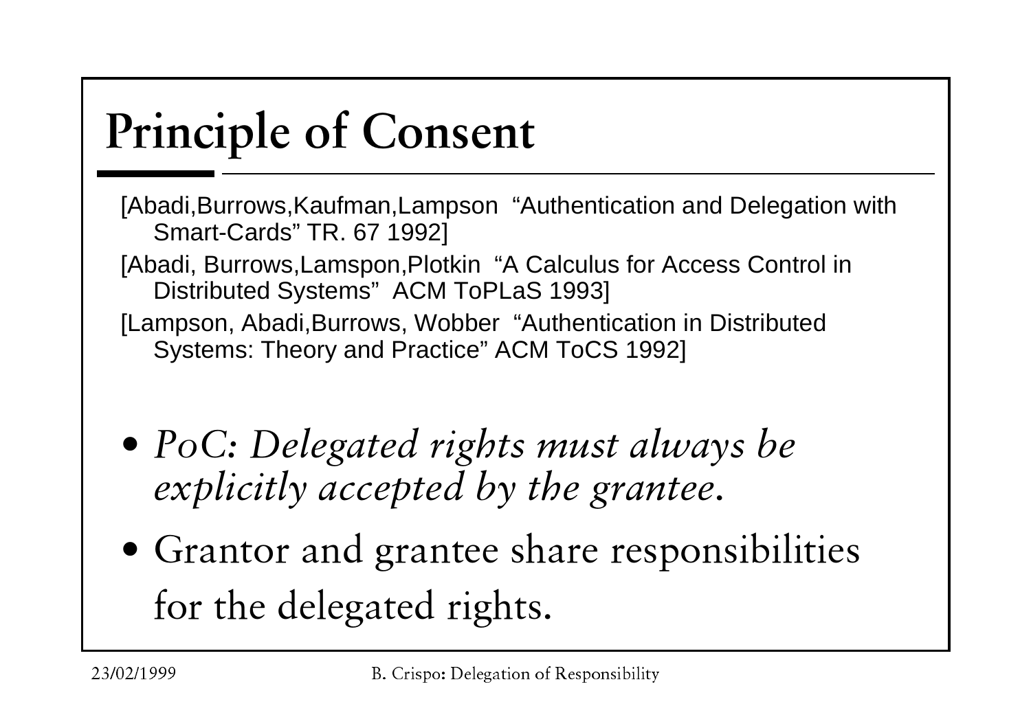# Principle of Consent

[Abadi,Burrows,Kaufman,Lampson  "Authentication and Delegation with Smart-Cards" TR. 67 1992]

[Abadi, Burrows,Lamspon,Plotkin  "A Calculus for Access Control in Distributed Systems"  ACM ToPLaS 1993]

[Lampson, Abadi,Burrows, Wobber  "Authentication in Distributed Systems: Theory and Practice" ACM ToCS 1992]

- *PoC: Delegated rights must always be explicitly accepted by the grantee.*
- Grantor and grantee share responsibilities for the delegated rights.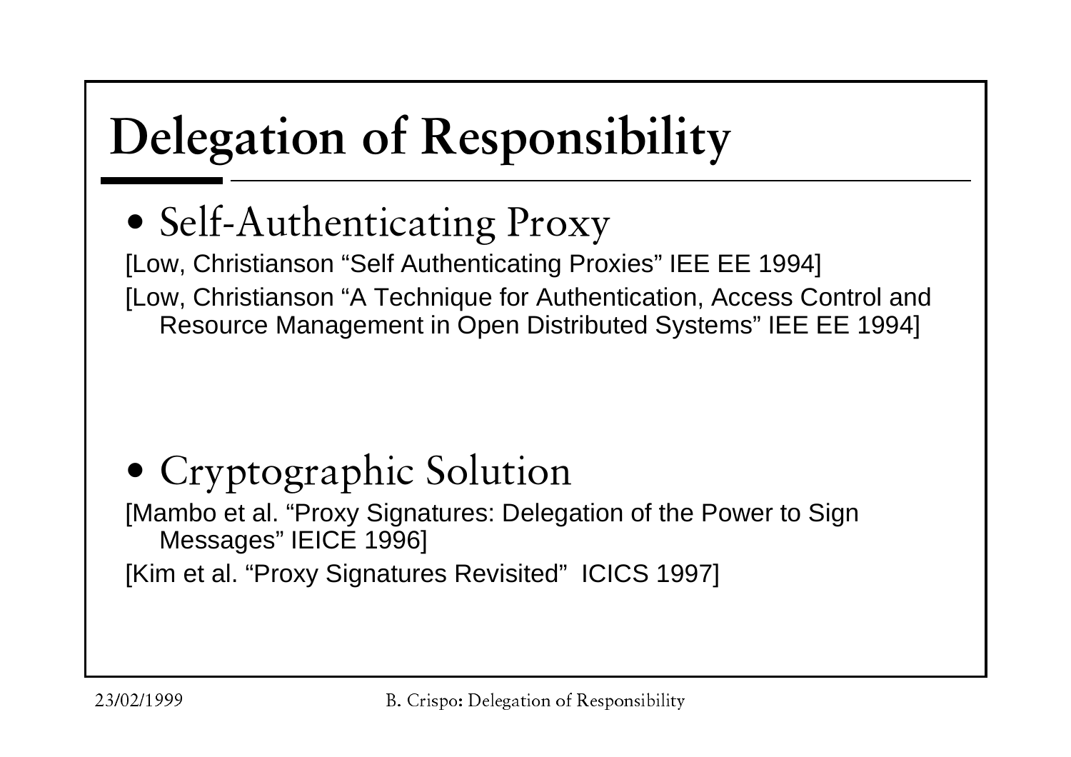# Delegation of Responsibility

- Self-Authenticating Proxy

[Low, Christianson “Self Authenticating Proxies” IEE EE 1994]

[Low, Christianson “A Technique for Authentication, Access Control and Resource Management in Open Distributed Systems” IEE EE 1994]

- Cryptographic Solution

[Mambo et al. “Proxy Signatures: Delegation of the Power to Sign Messages” IEICE 1996]

[Kim et al. “Proxy Signatures Revisited” ICICS 1997]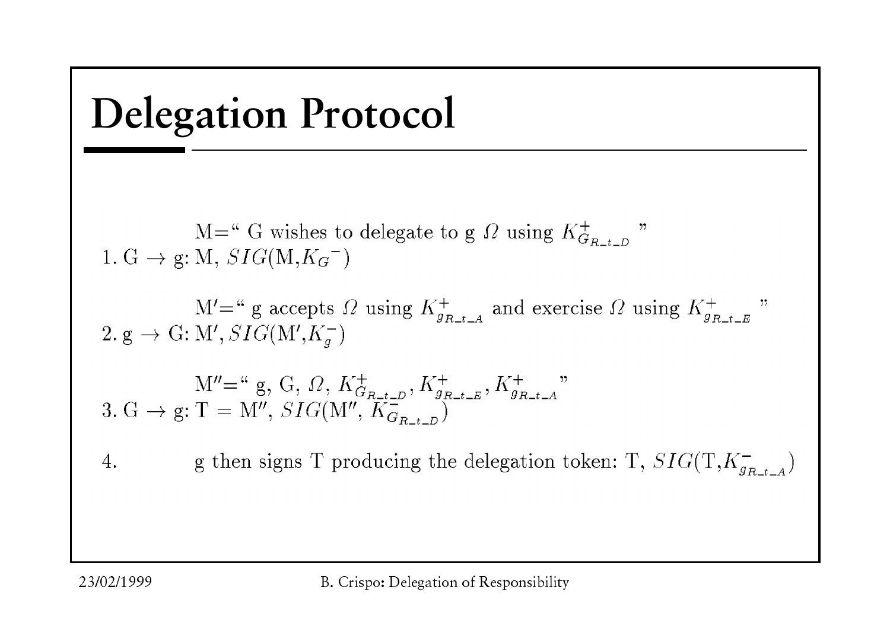# Delegation Protocol

M=" G wishes to delegate to g $\Omega$ using $K^{+}_{G_{R\_t\_D}}$ "

1. G $\rightarrow$ g: M, $SIG(\mathrm{M}, K_G{}^{-})$

M′=" g accepts $\Omega$ using $K^{+}_{g_{R\_t\_A}}$ and exercise $\Omega$ using $K^{+}_{g_{R\_t\_E}}$ "

2. g $\rightarrow$ G: M′, $SIG(\mathrm{M}', K^{-}_{g})$

M″=" g, G, $\Omega$, $K^{+}_{G_{R\_t\_D}}$, $K^{+}_{g_{R\_t\_E}}$, $K^{+}_{g_{R\_t\_A}}$ "

3. G $\rightarrow$ g: T = M″, $SIG(\mathrm{M}'', K^{-}_{G_{R\_t\_D}})$

4. g then signs T producing the delegation token: T, $SIG(\mathrm{T}, K^{-}_{g_{R\_t\_A}})$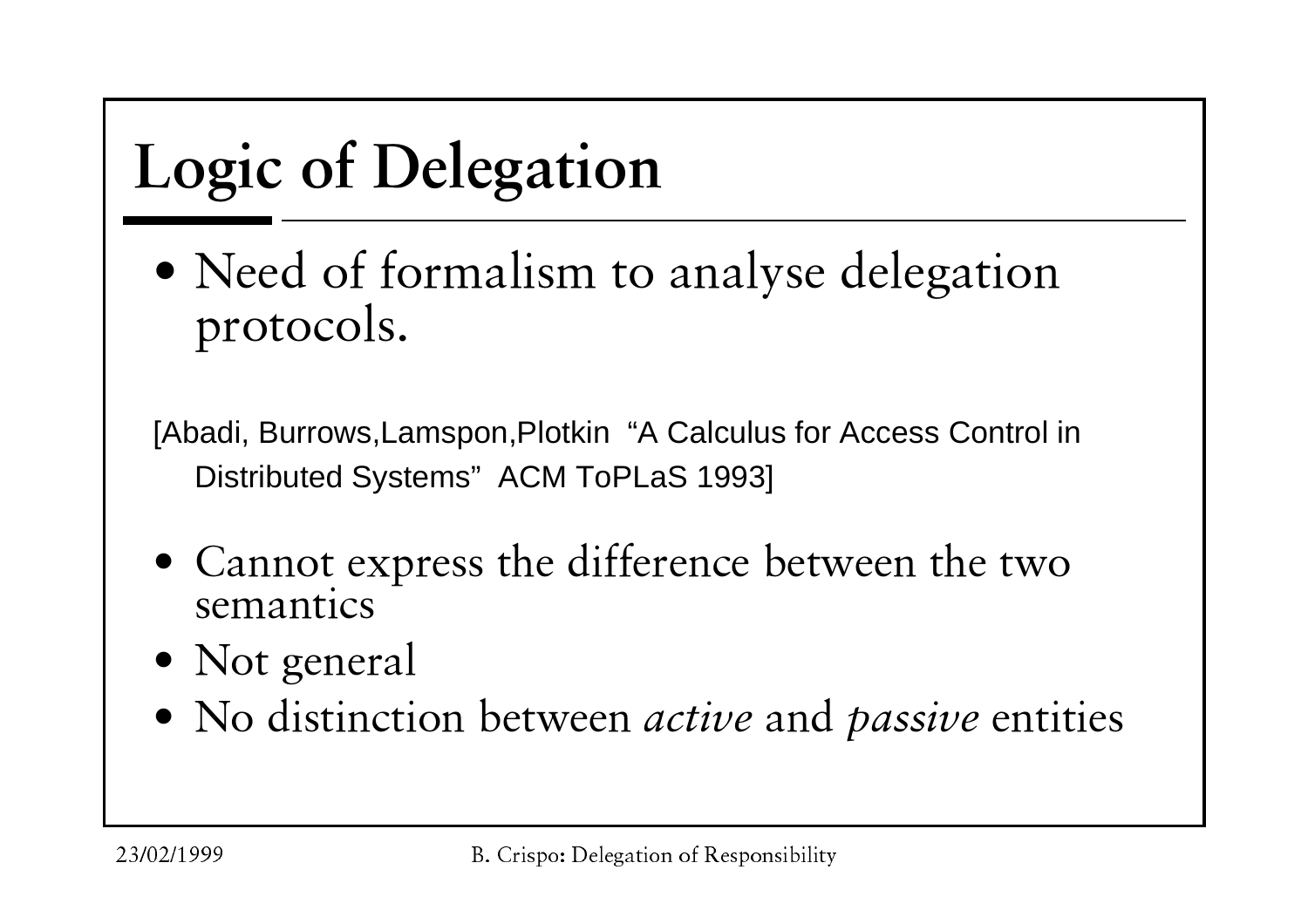# Logic of Delegation

- Need of formalism to analyse delegation protocols.

[Abadi, Burrows,Lamspon,Plotkin "A Calculus for Access Control in Distributed Systems" ACM ToPLaS 1993]

- Cannot express the difference between the two semantics
- Not general
- No distinction between *active* and *passive* entities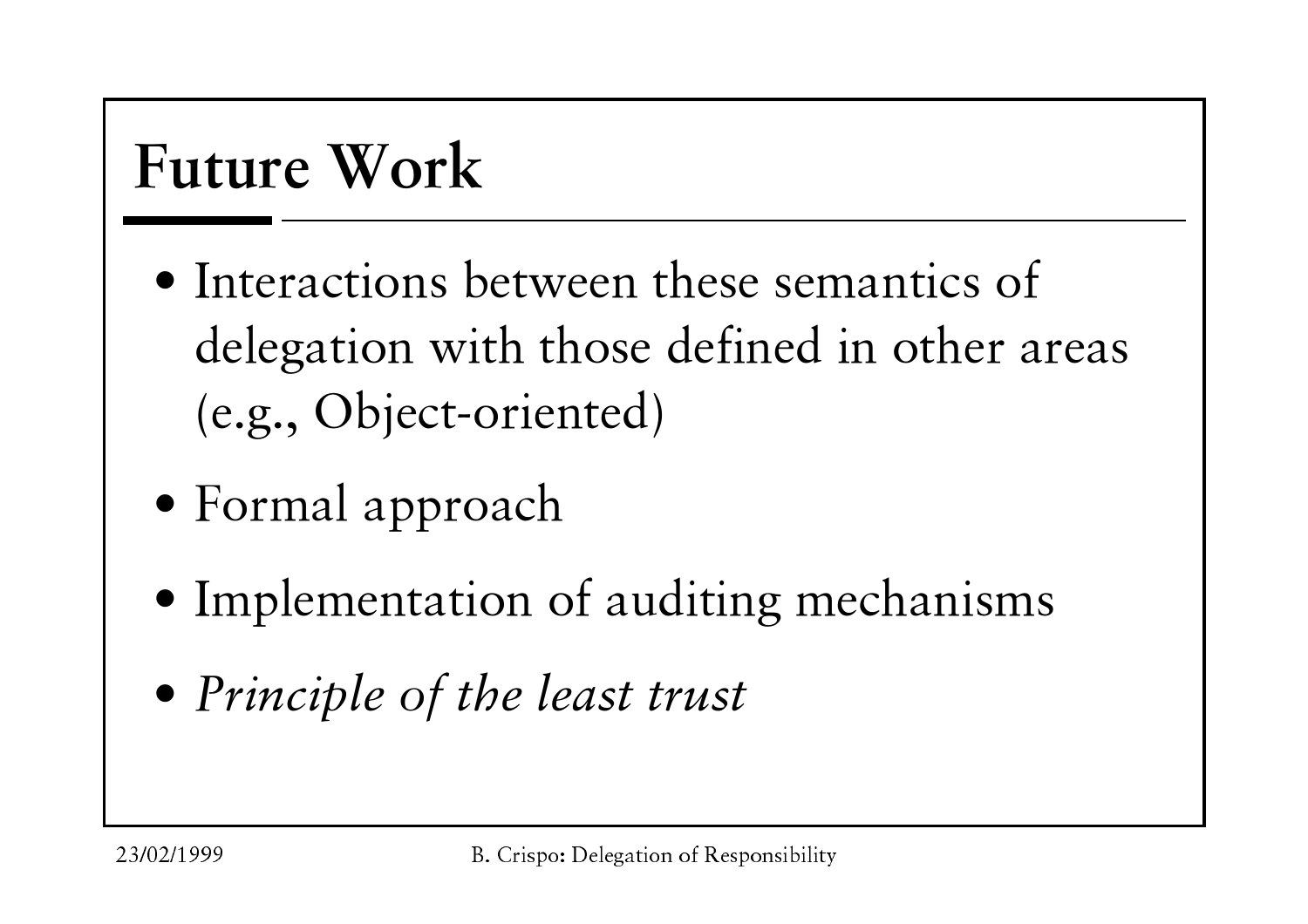# Future Work

- Interactions between these semantics of delegation with those defined in other areas (e.g., Object-oriented)
- Formal approach
- Implementation of auditing mechanisms
- *Principle of the least trust*